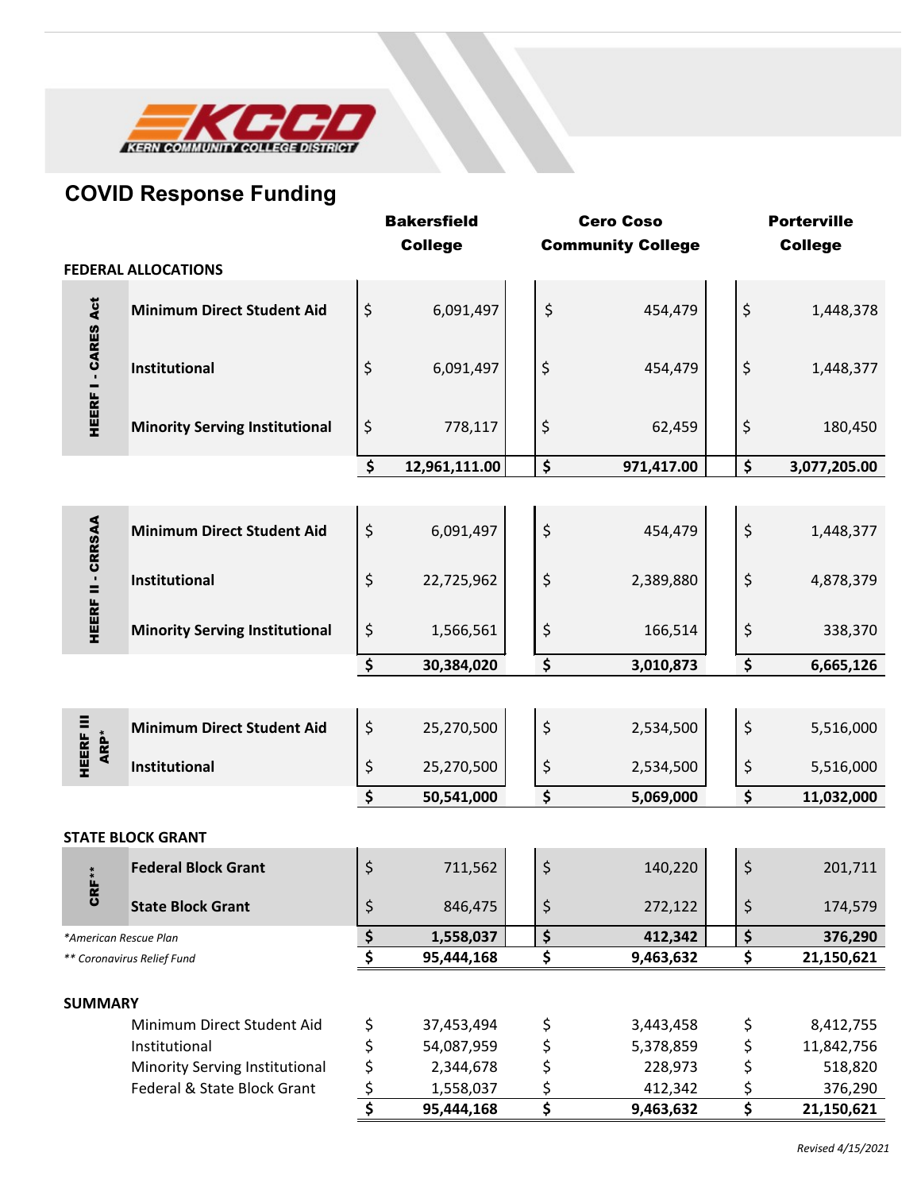KERN COMMUNITY COLLEGE DISTRICT

## COVID Response Funding

| | | Bakersfield College | Cero Coso Community College | Porterville College |
|---|---|---|---|---|
| **FEDERAL ALLOCATIONS** | | | | |
| **HEERF I - CARES Act** | **Minimum Direct Student Aid** | $ 6,091,497 | $ 454,479 | $ 1,448,378 |
| | **Institutional** | $ 6,091,497 | $ 454,479 | $ 1,448,377 |
| | **Minority Serving Institutional** | $ 778,117 | $ 62,459 | $ 180,450 |
| | | **$ 12,961,111.00** | **$ 971,417.00** | **$ 3,077,205.00** |
| **HEERF II - CRRSAA** | **Minimum Direct Student Aid** | $ 6,091,497 | $ 454,479 | $ 1,448,377 |
| | **Institutional** | $ 22,725,962 | $ 2,389,880 | $ 4,878,379 |
| | **Minority Serving Institutional** | $ 1,566,561 | $ 166,514 | $ 338,370 |
| | | **$ 30,384,020** | **$ 3,010,873** | **$ 6,665,126** |
| **HEERF III ARP*** | **Minimum Direct Student Aid** | $ 25,270,500 | $ 2,534,500 | $ 5,516,000 |
| | **Institutional** | $ 25,270,500 | $ 2,534,500 | $ 5,516,000 |
| | | **$ 50,541,000** | **$ 5,069,000** | **$ 11,032,000** |
| **STATE BLOCK GRANT** | | | | |
| **CRF**** | **Federal Block Grant** | $ 711,562 | $ 140,220 | $ 201,711 |
| | **State Block Grant** | $ 846,475 | $ 272,122 | $ 174,579 |
| | | **$ 1,558,037** | **$ 412,342** | **$ 376,290** |
| | | **$ 95,444,168** | **$ 9,463,632** | **$ 21,150,621** |

*\*American Rescue Plan*

*\*\* Coronavirus Relief Fund*

**SUMMARY**

| | Bakersfield College | Cero Coso Community College | Porterville College |
|---|---|---|---|
| Minimum Direct Student Aid | $ 37,453,494 | $ 3,443,458 | $ 8,412,755 |
| Institutional | $ 54,087,959 | $ 5,378,859 | $ 11,842,756 |
| Minority Serving Institutional | $ 2,344,678 | $ 228,973 | $ 518,820 |
| Federal & State Block Grant | $ 1,558,037 | $ 412,342 | $ 376,290 |
| | **$ 95,444,168** | **$ 9,463,632** | **$ 21,150,621** |

*Revised 4/15/2021*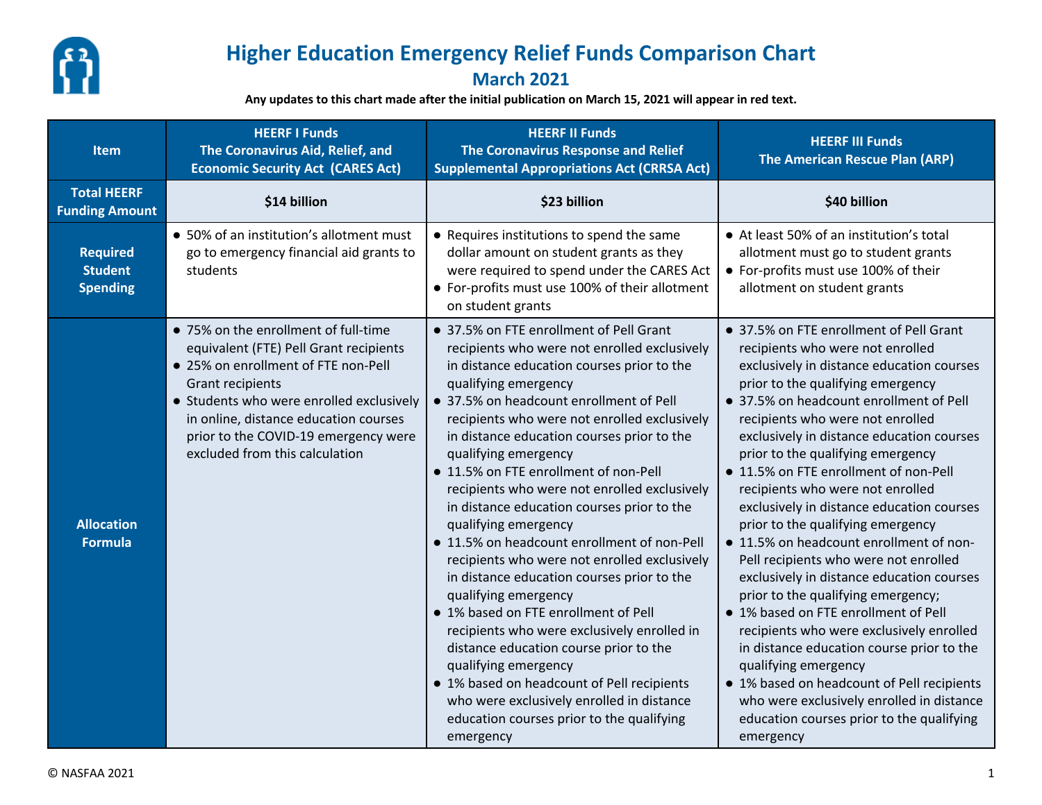# Higher Education Emergency Relief Funds Comparison Chart

## March 2021

**Any updates to this chart made after the initial publication on March 15, 2021 will appear in red text.**

| Item | HEERF I Funds The Coronavirus Aid, Relief, and Economic Security Act (CARES Act) | HEERF II Funds The Coronavirus Response and Relief Supplemental Appropriations Act (CRRSA Act) | HEERF III Funds The American Rescue Plan (ARP) |
|---|---|---|---|
| **Total HEERF Funding Amount** | **$14 billion** | **$23 billion** | **$40 billion** |
| **Required Student Spending** | ● 50% of an institution's allotment must go to emergency financial aid grants to students | ● Requires institutions to spend the same dollar amount on student grants as they were required to spend under the CARES Act<br>● For-profits must use 100% of their allotment on student grants | ● At least 50% of an institution's total allotment must go to student grants<br>● For-profits must use 100% of their allotment on student grants |
| **Allocation Formula** | ● 75% on the enrollment of full-time equivalent (FTE) Pell Grant recipients<br>● 25% on enrollment of FTE non-Pell Grant recipients<br>● Students who were enrolled exclusively in online, distance education courses prior to the COVID-19 emergency were excluded from this calculation | ● 37.5% on FTE enrollment of Pell Grant recipients who were not enrolled exclusively in distance education courses prior to the qualifying emergency<br>● 37.5% on headcount enrollment of Pell recipients who were not enrolled exclusively in distance education courses prior to the qualifying emergency<br>● 11.5% on FTE enrollment of non-Pell recipients who were not enrolled exclusively in distance education courses prior to the qualifying emergency<br>● 11.5% on headcount enrollment of non-Pell recipients who were not enrolled exclusively in distance education courses prior to the qualifying emergency<br>● 1% based on FTE enrollment of Pell recipients who were exclusively enrolled in distance education course prior to the qualifying emergency<br>● 1% based on headcount of Pell recipients who were exclusively enrolled in distance education courses prior to the qualifying emergency | ● 37.5% on FTE enrollment of Pell Grant recipients who were not enrolled exclusively in distance education courses prior to the qualifying emergency<br>● 37.5% on headcount enrollment of Pell recipients who were not enrolled exclusively in distance education courses prior to the qualifying emergency<br>● 11.5% on FTE enrollment of non-Pell recipients who were not enrolled exclusively in distance education courses prior to the qualifying emergency<br>● 11.5% on headcount enrollment of non-Pell recipients who were not enrolled exclusively in distance education courses prior to the qualifying emergency;<br>● 1% based on FTE enrollment of Pell recipients who were exclusively enrolled in distance education course prior to the qualifying emergency<br>● 1% based on headcount of Pell recipients who were exclusively enrolled in distance education courses prior to the qualifying emergency |

© NASFAA 2021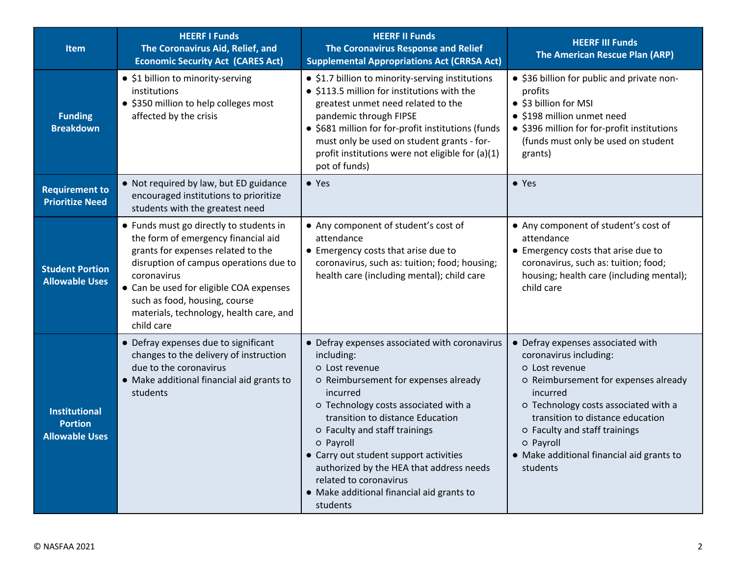| Item | HEERF I Funds<br>The Coronavirus Aid, Relief, and Economic Security Act (CARES Act) | HEERF II Funds<br>The Coronavirus Response and Relief Supplemental Appropriations Act (CRRSA Act) | HEERF III Funds<br>The American Rescue Plan (ARP) |
|---|---|---|---|
| **Funding Breakdown** | • $1 billion to minority-serving institutions<br>• $350 million to help colleges most affected by the crisis | • $1.7 billion to minority-serving institutions<br>• $113.5 million for institutions with the greatest unmet need related to the pandemic through FIPSE<br>• $681 million for for-profit institutions (funds must only be used on student grants - for-profit institutions were not eligible for (a)(1) pot of funds) | • $36 billion for public and private non-profits<br>• $3 billion for MSI<br>• $198 million unmet need<br>• $396 million for for-profit institutions (funds must only be used on student grants) |
| **Requirement to Prioritize Need** | • Not required by law, but ED guidance encouraged institutions to prioritize students with the greatest need | • Yes | • Yes |
| **Student Portion Allowable Uses** | • Funds must go directly to students in the form of emergency financial aid grants for expenses related to the disruption of campus operations due to coronavirus<br>• Can be used for eligible COA expenses such as food, housing, course materials, technology, health care, and child care | • Any component of student's cost of attendance<br>• Emergency costs that arise due to coronavirus, such as: tuition; food; housing; health care (including mental); child care | • Any component of student's cost of attendance<br>• Emergency costs that arise due to coronavirus, such as: tuition; food; housing; health care (including mental); child care |
| **Institutional Portion Allowable Uses** | • Defray expenses due to significant changes to the delivery of instruction due to the coronavirus<br>• Make additional financial aid grants to students | • Defray expenses associated with coronavirus including:<br>○ Lost revenue<br>○ Reimbursement for expenses already incurred<br>○ Technology costs associated with a transition to distance Education<br>○ Faculty and staff trainings<br>○ Payroll<br>• Carry out student support activities authorized by the HEA that address needs related to coronavirus<br>• Make additional financial aid grants to students | • Defray expenses associated with coronavirus including:<br>○ Lost revenue<br>○ Reimbursement for expenses already incurred<br>○ Technology costs associated with a transition to distance education<br>○ Faculty and staff trainings<br>○ Payroll<br>• Make additional financial aid grants to students |

© NASFAA 2021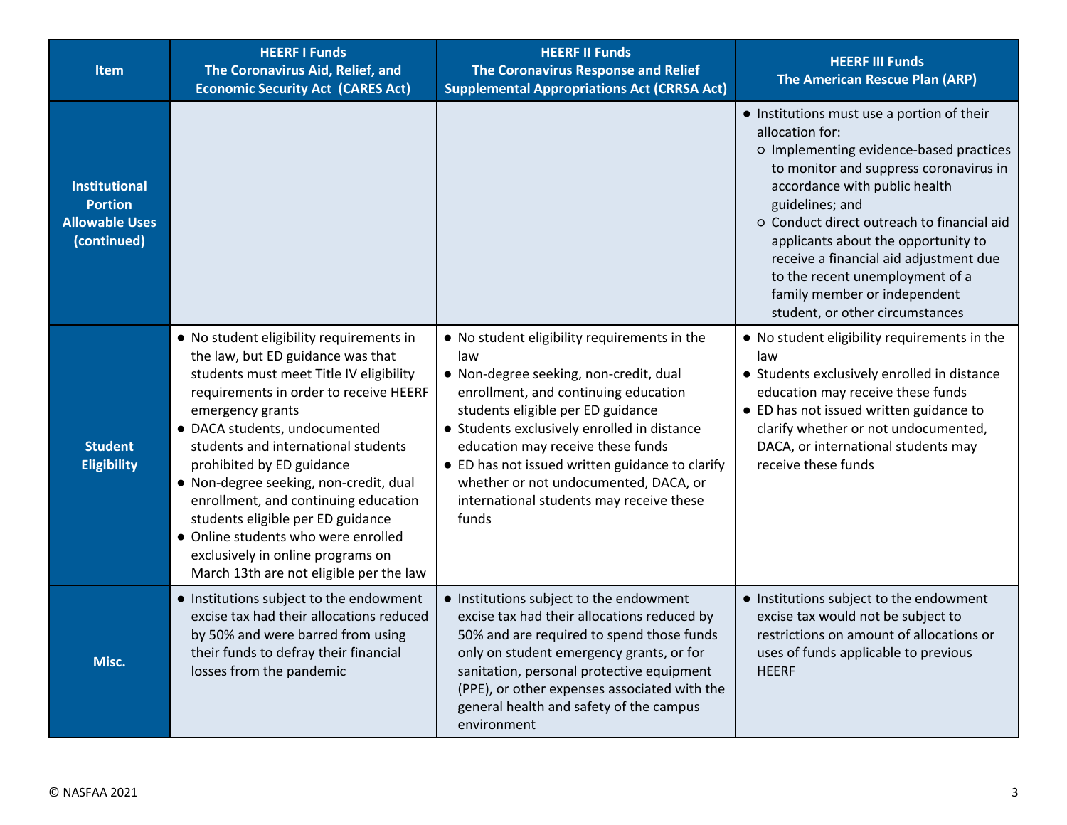| Item | HEERF I Funds The Coronavirus Aid, Relief, and Economic Security Act (CARES Act) | HEERF II Funds The Coronavirus Response and Relief Supplemental Appropriations Act (CRRSA Act) | HEERF III Funds The American Rescue Plan (ARP) |
|---|---|---|---|
| Institutional Portion Allowable Uses (continued) | | | • Institutions must use a portion of their allocation for:<br>○ Implementing evidence-based practices to monitor and suppress coronavirus in accordance with public health guidelines; and<br>○ Conduct direct outreach to financial aid applicants about the opportunity to receive a financial aid adjustment due to the recent unemployment of a family member or independent student, or other circumstances |
| Student Eligibility | • No student eligibility requirements in the law, but ED guidance was that students must meet Title IV eligibility requirements in order to receive HEERF emergency grants<br>• DACA students, undocumented students and international students prohibited by ED guidance<br>• Non-degree seeking, non-credit, dual enrollment, and continuing education students eligible per ED guidance<br>• Online students who were enrolled exclusively in online programs on March 13th are not eligible per the law | • No student eligibility requirements in the law<br>• Non-degree seeking, non-credit, dual enrollment, and continuing education students eligible per ED guidance<br>• Students exclusively enrolled in distance education may receive these funds<br>• ED has not issued written guidance to clarify whether or not undocumented, DACA, or international students may receive these funds | • No student eligibility requirements in the law<br>• Students exclusively enrolled in distance education may receive these funds<br>• ED has not issued written guidance to clarify whether or not undocumented, DACA, or international students may receive these funds |
| Misc. | • Institutions subject to the endowment excise tax had their allocations reduced by 50% and were barred from using their funds to defray their financial losses from the pandemic | • Institutions subject to the endowment excise tax had their allocations reduced by 50% and are required to spend those funds only on student emergency grants, or for sanitation, personal protective equipment (PPE), or other expenses associated with the general health and safety of the campus environment | • Institutions subject to the endowment excise tax would not be subject to restrictions on amount of allocations or uses of funds applicable to previous HEERF |

© NASFAA 2021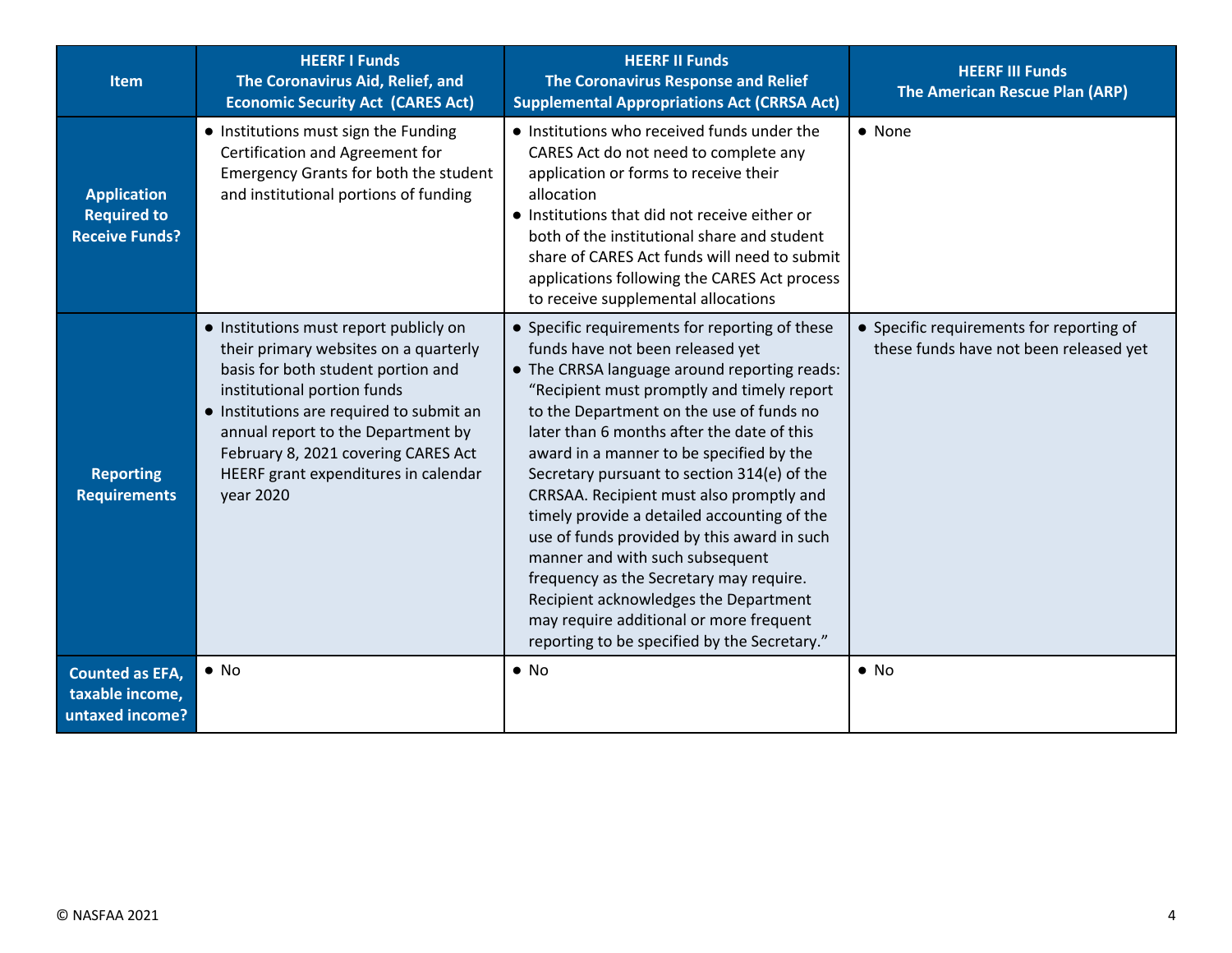| Item | HEERF I Funds The Coronavirus Aid, Relief, and Economic Security Act (CARES Act) | HEERF II Funds The Coronavirus Response and Relief Supplemental Appropriations Act (CRRSA Act) | HEERF III Funds The American Rescue Plan (ARP) |
|---|---|---|---|
| **Application Required to Receive Funds?** | • Institutions must sign the Funding Certification and Agreement for Emergency Grants for both the student and institutional portions of funding | • Institutions who received funds under the CARES Act do not need to complete any application or forms to receive their allocation<br>• Institutions that did not receive either or both of the institutional share and student share of CARES Act funds will need to submit applications following the CARES Act process to receive supplemental allocations | • None |
| **Reporting Requirements** | • Institutions must report publicly on their primary websites on a quarterly basis for both student portion and institutional portion funds<br>• Institutions are required to submit an annual report to the Department by February 8, 2021 covering CARES Act HEERF grant expenditures in calendar year 2020 | • Specific requirements for reporting of these funds have not been released yet<br>• The CRRSA language around reporting reads: "Recipient must promptly and timely report to the Department on the use of funds no later than 6 months after the date of this award in a manner to be specified by the Secretary pursuant to section 314(e) of the CRRSAA. Recipient must also promptly and timely provide a detailed accounting of the use of funds provided by this award in such manner and with such subsequent frequency as the Secretary may require. Recipient acknowledges the Department may require additional or more frequent reporting to be specified by the Secretary." | • Specific requirements for reporting of these funds have not been released yet |
| **Counted as EFA, taxable income, untaxed income?** | • No | • No | • No |

© NASFAA 2021